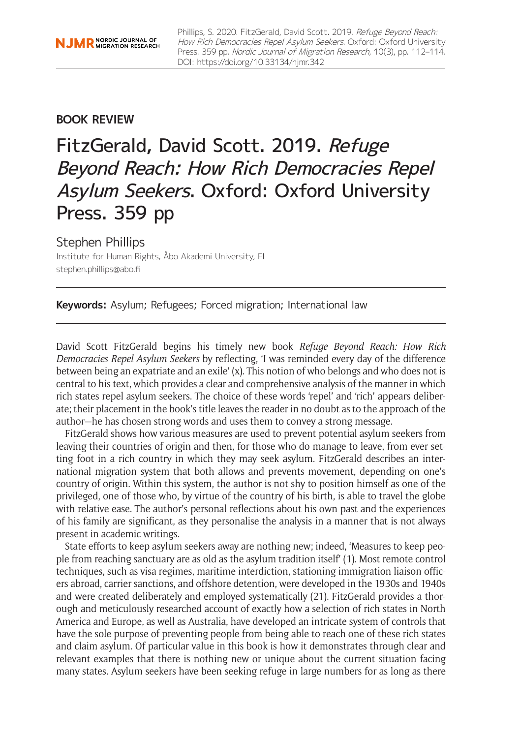Phillips, S. 2020. FitzGerald, David Scott. 2019. *Refuge Beyond Reach: How Rich Democracies Repel Asylum Seekers*. Oxford: Oxford University Press. 359 pp. *Nordic Journal of Migration Research*, 10(3), pp. 112–114. DOI: https://doi.org/10.33134/njmr.342

## BOOK REVIEW

# FitzGerald, David Scott. 2019. *Refuge Beyond Reach: How Rich Democracies Repel Asylum Seekers*. Oxford: Oxford University Press. 359 pp

Stephen Phillips

Institute for Human Rights, Åbo Akademi University, FI
stephen.phillips@abo.fi

**Keywords:** Asylum; Refugees; Forced migration; International law

David Scott FitzGerald begins his timely new book *Refuge Beyond Reach: How Rich Democracies Repel Asylum Seekers* by reflecting, 'I was reminded every day of the difference between being an expatriate and an exile' (x). This notion of who belongs and who does not is central to his text, which provides a clear and comprehensive analysis of the manner in which rich states repel asylum seekers. The choice of these words 'repel' and 'rich' appears deliberate; their placement in the book's title leaves the reader in no doubt as to the approach of the author—he has chosen strong words and uses them to convey a strong message.

FitzGerald shows how various measures are used to prevent potential asylum seekers from leaving their countries of origin and then, for those who do manage to leave, from ever setting foot in a rich country in which they may seek asylum. FitzGerald describes an international migration system that both allows and prevents movement, depending on one's country of origin. Within this system, the author is not shy to position himself as one of the privileged, one of those who, by virtue of the country of his birth, is able to travel the globe with relative ease. The author's personal reflections about his own past and the experiences of his family are significant, as they personalise the analysis in a manner that is not always present in academic writings.

State efforts to keep asylum seekers away are nothing new; indeed, 'Measures to keep people from reaching sanctuary are as old as the asylum tradition itself' (1). Most remote control techniques, such as visa regimes, maritime interdiction, stationing immigration liaison officers abroad, carrier sanctions, and offshore detention, were developed in the 1930s and 1940s and were created deliberately and employed systematically (21). FitzGerald provides a thorough and meticulously researched account of exactly how a selection of rich states in North America and Europe, as well as Australia, have developed an intricate system of controls that have the sole purpose of preventing people from being able to reach one of these rich states and claim asylum. Of particular value in this book is how it demonstrates through clear and relevant examples that there is nothing new or unique about the current situation facing many states. Asylum seekers have been seeking refuge in large numbers for as long as there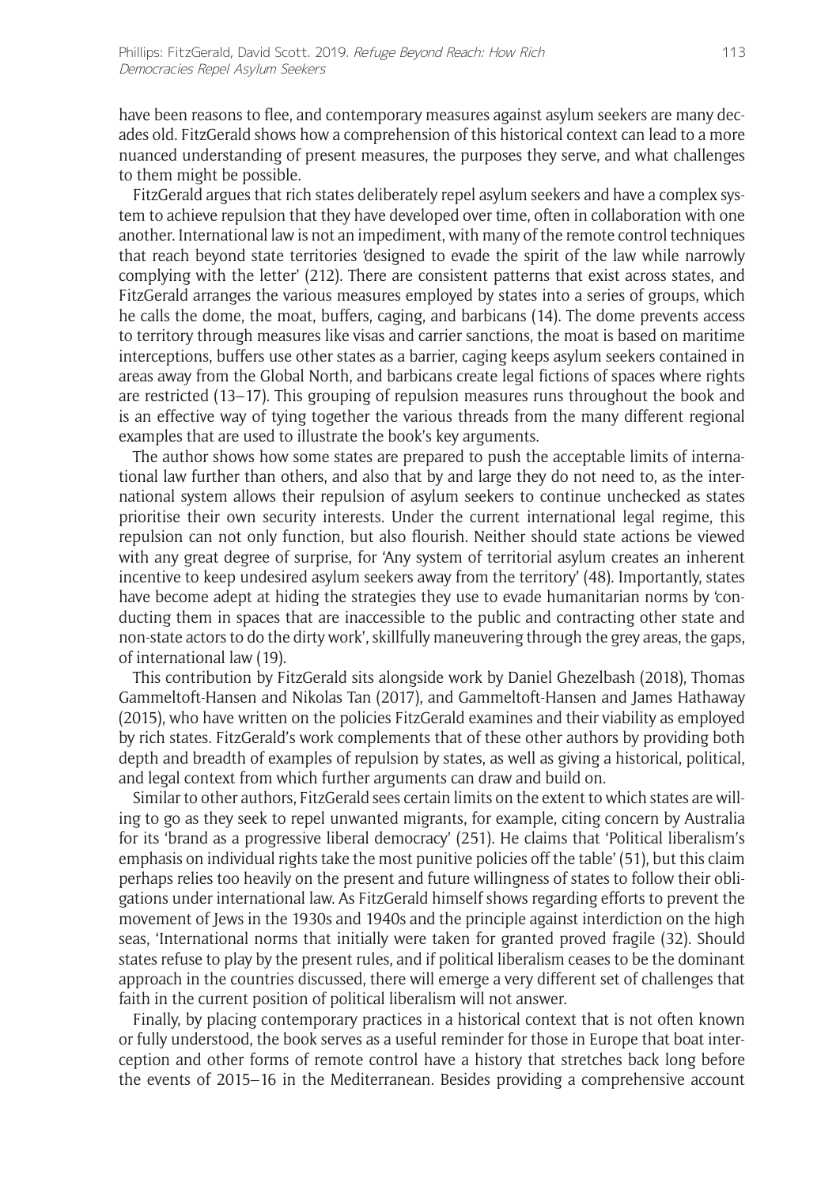have been reasons to flee, and contemporary measures against asylum seekers are many decades old. FitzGerald shows how a comprehension of this historical context can lead to a more nuanced understanding of present measures, the purposes they serve, and what challenges to them might be possible.

FitzGerald argues that rich states deliberately repel asylum seekers and have a complex system to achieve repulsion that they have developed over time, often in collaboration with one another. International law is not an impediment, with many of the remote control techniques that reach beyond state territories 'designed to evade the spirit of the law while narrowly complying with the letter' (212). There are consistent patterns that exist across states, and FitzGerald arranges the various measures employed by states into a series of groups, which he calls the dome, the moat, buffers, caging, and barbicans (14). The dome prevents access to territory through measures like visas and carrier sanctions, the moat is based on maritime interceptions, buffers use other states as a barrier, caging keeps asylum seekers contained in areas away from the Global North, and barbicans create legal fictions of spaces where rights are restricted (13–17). This grouping of repulsion measures runs throughout the book and is an effective way of tying together the various threads from the many different regional examples that are used to illustrate the book's key arguments.

The author shows how some states are prepared to push the acceptable limits of international law further than others, and also that by and large they do not need to, as the international system allows their repulsion of asylum seekers to continue unchecked as states prioritise their own security interests. Under the current international legal regime, this repulsion can not only function, but also flourish. Neither should state actions be viewed with any great degree of surprise, for 'Any system of territorial asylum creates an inherent incentive to keep undesired asylum seekers away from the territory' (48). Importantly, states have become adept at hiding the strategies they use to evade humanitarian norms by 'conducting them in spaces that are inaccessible to the public and contracting other state and non-state actors to do the dirty work', skillfully maneuvering through the grey areas, the gaps, of international law (19).

This contribution by FitzGerald sits alongside work by Daniel Ghezelbash (2018), Thomas Gammeltoft-Hansen and Nikolas Tan (2017), and Gammeltoft-Hansen and James Hathaway (2015), who have written on the policies FitzGerald examines and their viability as employed by rich states. FitzGerald's work complements that of these other authors by providing both depth and breadth of examples of repulsion by states, as well as giving a historical, political, and legal context from which further arguments can draw and build on.

Similar to other authors, FitzGerald sees certain limits on the extent to which states are willing to go as they seek to repel unwanted migrants, for example, citing concern by Australia for its 'brand as a progressive liberal democracy' (251). He claims that 'Political liberalism's emphasis on individual rights take the most punitive policies off the table' (51), but this claim perhaps relies too heavily on the present and future willingness of states to follow their obligations under international law. As FitzGerald himself shows regarding efforts to prevent the movement of Jews in the 1930s and 1940s and the principle against interdiction on the high seas, 'International norms that initially were taken for granted proved fragile (32). Should states refuse to play by the present rules, and if political liberalism ceases to be the dominant approach in the countries discussed, there will emerge a very different set of challenges that faith in the current position of political liberalism will not answer.

Finally, by placing contemporary practices in a historical context that is not often known or fully understood, the book serves as a useful reminder for those in Europe that boat interception and other forms of remote control have a history that stretches back long before the events of 2015–16 in the Mediterranean. Besides providing a comprehensive account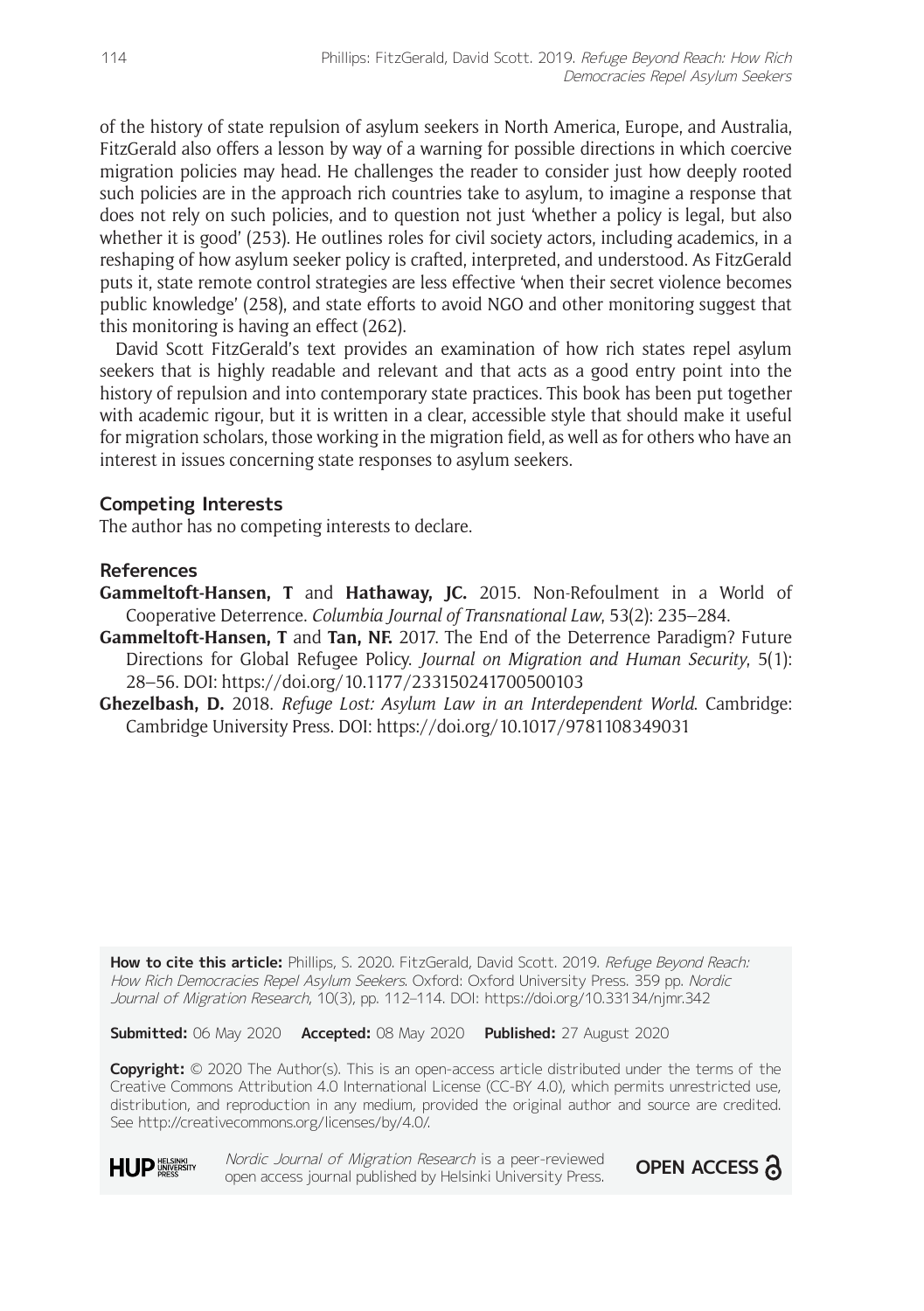of the history of state repulsion of asylum seekers in North America, Europe, and Australia, FitzGerald also offers a lesson by way of a warning for possible directions in which coercive migration policies may head. He challenges the reader to consider just how deeply rooted such policies are in the approach rich countries take to asylum, to imagine a response that does not rely on such policies, and to question not just 'whether a policy is legal, but also whether it is good' (253). He outlines roles for civil society actors, including academics, in a reshaping of how asylum seeker policy is crafted, interpreted, and understood. As FitzGerald puts it, state remote control strategies are less effective 'when their secret violence becomes public knowledge' (258), and state efforts to avoid NGO and other monitoring suggest that this monitoring is having an effect (262).

David Scott FitzGerald's text provides an examination of how rich states repel asylum seekers that is highly readable and relevant and that acts as a good entry point into the history of repulsion and into contemporary state practices. This book has been put together with academic rigour, but it is written in a clear, accessible style that should make it useful for migration scholars, those working in the migration field, as well as for others who have an interest in issues concerning state responses to asylum seekers.

## Competing Interests

The author has no competing interests to declare.

## References

**Gammeltoft-Hansen, T** and **Hathaway, JC.** 2015. Non-Refoulment in a World of Cooperative Deterrence. *Columbia Journal of Transnational Law*, 53(2): 235–284.

**Gammeltoft-Hansen, T** and **Tan, NF.** 2017. The End of the Deterrence Paradigm? Future Directions for Global Refugee Policy. *Journal on Migration and Human Security*, 5(1): 28–56. DOI: https://doi.org/10.1177/233150241700500103

**Ghezelbash, D.** 2018. *Refuge Lost: Asylum Law in an Interdependent World*. Cambridge: Cambridge University Press. DOI: https://doi.org/10.1017/9781108349031

**How to cite this article:** Phillips, S. 2020. FitzGerald, David Scott. 2019. *Refuge Beyond Reach: How Rich Democracies Repel Asylum Seekers*. Oxford: Oxford University Press. 359 pp. *Nordic Journal of Migration Research*, 10(3), pp. 112–114. DOI: https://doi.org/10.33134/njmr.342

**Submitted:** 06 May 2020 **Accepted:** 08 May 2020 **Published:** 27 August 2020

**Copyright:** © 2020 The Author(s). This is an open-access article distributed under the terms of the Creative Commons Attribution 4.0 International License (CC-BY 4.0), which permits unrestricted use, distribution, and reproduction in any medium, provided the original author and source are credited. See http://creativecommons.org/licenses/by/4.0/.

*Nordic Journal of Migration Research* is a peer-reviewed open access journal published by Helsinki University Press.

OPEN ACCESS